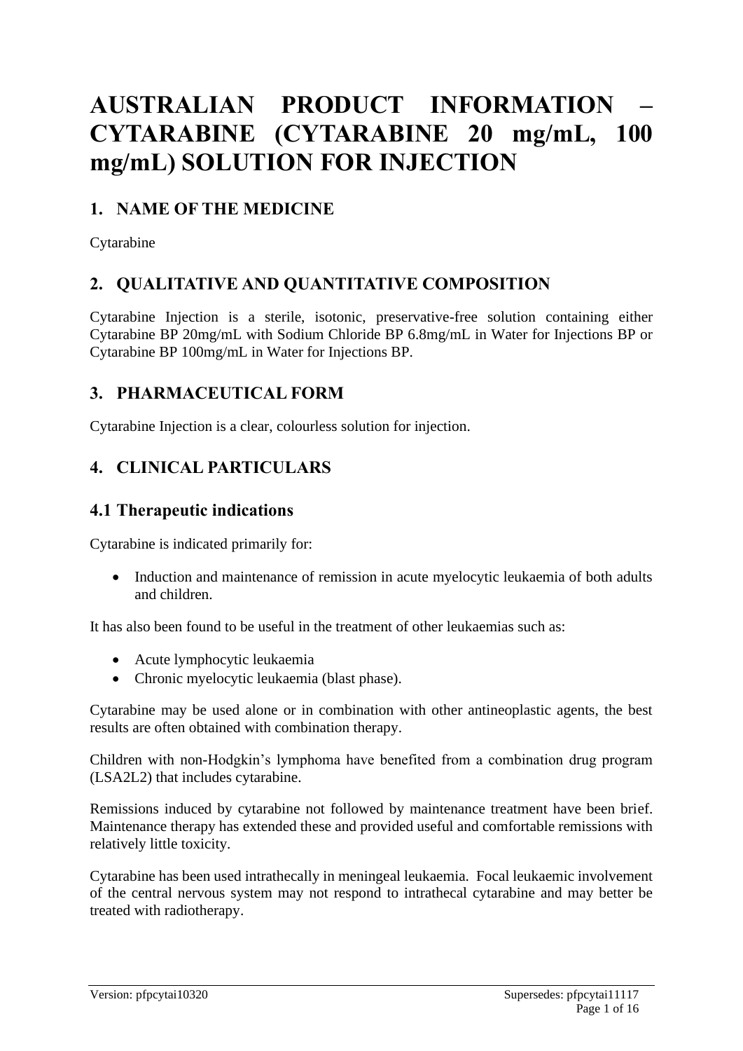# AUSTRALIAN PRODUCT INFORMATION – CYTARABINE (CYTARABINE 20 mg/mL, 100 mg/mL) SOLUTION FOR INJECTION

## 1. NAME OF THE MEDICINE

Cytarabine

## 2. QUALITATIVE AND QUANTITATIVE COMPOSITION

Cytarabine Injection is a sterile, isotonic, preservative-free solution containing either Cytarabine BP 20mg/mL with Sodium Chloride BP 6.8mg/mL in Water for Injections BP or Cytarabine BP 100mg/mL in Water for Injections BP.

## 3. PHARMACEUTICAL FORM

Cytarabine Injection is a clear, colourless solution for injection.

## 4. CLINICAL PARTICULARS

### 4.1 Therapeutic indications

Cytarabine is indicated primarily for:

- Induction and maintenance of remission in acute myelocytic leukaemia of both adults and children.

It has also been found to be useful in the treatment of other leukaemias such as:

- Acute lymphocytic leukaemia
- Chronic myelocytic leukaemia (blast phase).

Cytarabine may be used alone or in combination with other antineoplastic agents, the best results are often obtained with combination therapy.

Children with non-Hodgkin's lymphoma have benefited from a combination drug program (LSA2L2) that includes cytarabine.

Remissions induced by cytarabine not followed by maintenance treatment have been brief. Maintenance therapy has extended these and provided useful and comfortable remissions with relatively little toxicity.

Cytarabine has been used intrathecally in meningeal leukaemia. Focal leukaemic involvement of the central nervous system may not respond to intrathecal cytarabine and may better be treated with radiotherapy.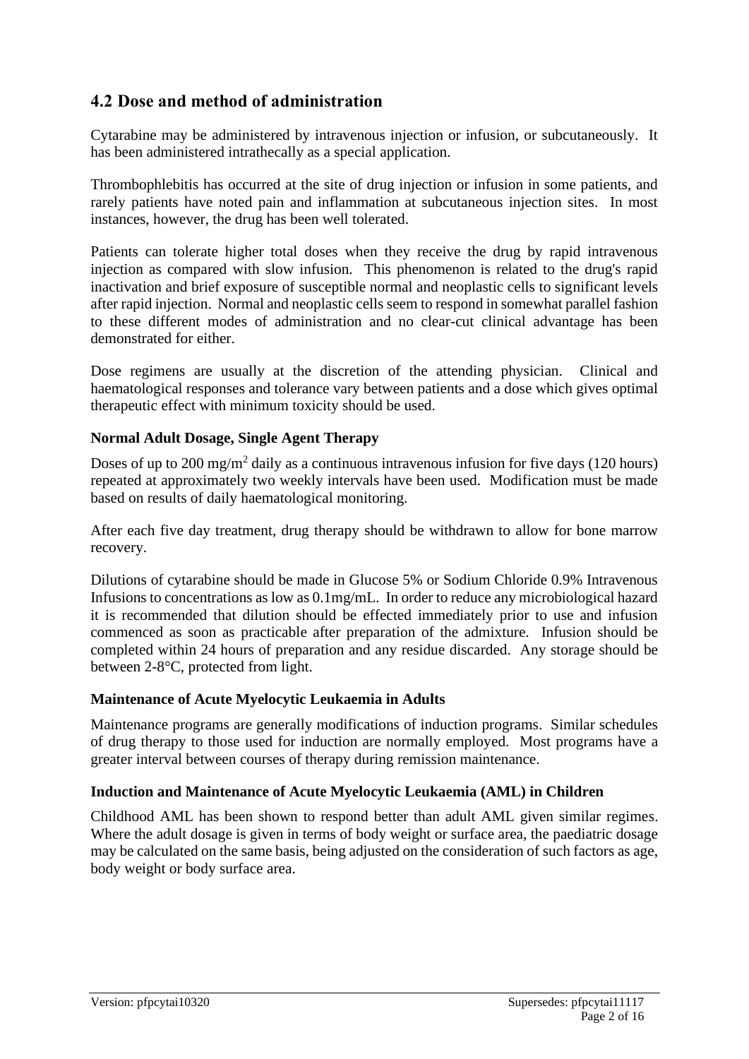## 4.2 Dose and method of administration

Cytarabine may be administered by intravenous injection or infusion, or subcutaneously. It has been administered intrathecally as a special application.

Thrombophlebitis has occurred at the site of drug injection or infusion in some patients, and rarely patients have noted pain and inflammation at subcutaneous injection sites. In most instances, however, the drug has been well tolerated.

Patients can tolerate higher total doses when they receive the drug by rapid intravenous injection as compared with slow infusion. This phenomenon is related to the drug's rapid inactivation and brief exposure of susceptible normal and neoplastic cells to significant levels after rapid injection. Normal and neoplastic cells seem to respond in somewhat parallel fashion to these different modes of administration and no clear-cut clinical advantage has been demonstrated for either.

Dose regimens are usually at the discretion of the attending physician. Clinical and haematological responses and tolerance vary between patients and a dose which gives optimal therapeutic effect with minimum toxicity should be used.

### Normal Adult Dosage, Single Agent Therapy

Doses of up to 200 mg/$m^2$ daily as a continuous intravenous infusion for five days (120 hours) repeated at approximately two weekly intervals have been used. Modification must be made based on results of daily haematological monitoring.

After each five day treatment, drug therapy should be withdrawn to allow for bone marrow recovery.

Dilutions of cytarabine should be made in Glucose 5% or Sodium Chloride 0.9% Intravenous Infusions to concentrations as low as 0.1mg/mL. In order to reduce any microbiological hazard it is recommended that dilution should be effected immediately prior to use and infusion commenced as soon as practicable after preparation of the admixture. Infusion should be completed within 24 hours of preparation and any residue discarded. Any storage should be between 2-8°C, protected from light.

### Maintenance of Acute Myelocytic Leukaemia in Adults

Maintenance programs are generally modifications of induction programs. Similar schedules of drug therapy to those used for induction are normally employed. Most programs have a greater interval between courses of therapy during remission maintenance.

### Induction and Maintenance of Acute Myelocytic Leukaemia (AML) in Children

Childhood AML has been shown to respond better than adult AML given similar regimes. Where the adult dosage is given in terms of body weight or surface area, the paediatric dosage may be calculated on the same basis, being adjusted on the consideration of such factors as age, body weight or body surface area.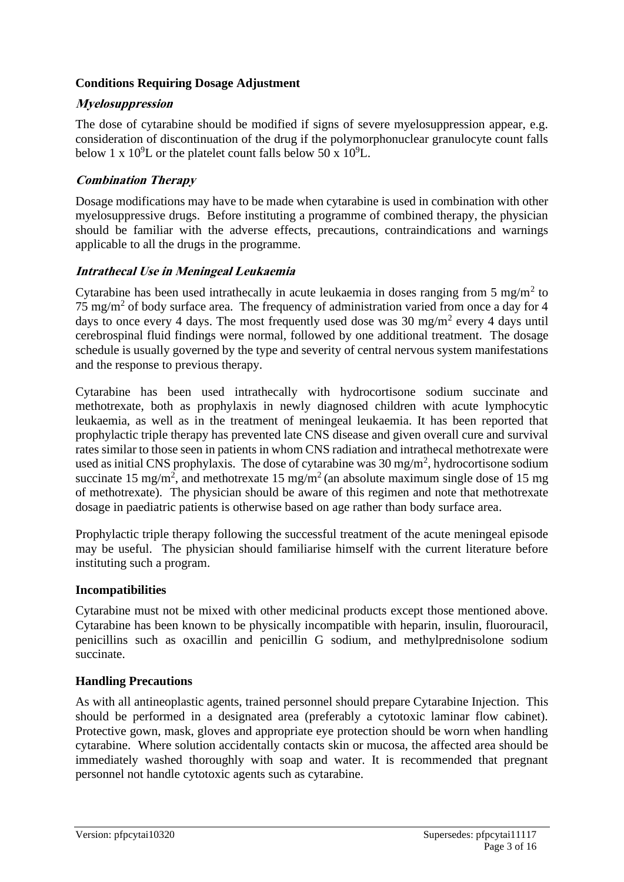### Conditions Requiring Dosage Adjustment

#### *Myelosuppression*

The dose of cytarabine should be modified if signs of severe myelosuppression appear, e.g. consideration of discontinuation of the drug if the polymorphonuclear granulocyte count falls below 1 x $10^9$L or the platelet count falls below 50 x $10^9$L.

#### *Combination Therapy*

Dosage modifications may have to be made when cytarabine is used in combination with other myelosuppressive drugs. Before instituting a programme of combined therapy, the physician should be familiar with the adverse effects, precautions, contraindications and warnings applicable to all the drugs in the programme.

#### *Intrathecal Use in Meningeal Leukaemia*

Cytarabine has been used intrathecally in acute leukaemia in doses ranging from 5 mg/$m^2$ to 75 mg/$m^2$ of body surface area. The frequency of administration varied from once a day for 4 days to once every 4 days. The most frequently used dose was 30 mg/$m^2$ every 4 days until cerebrospinal fluid findings were normal, followed by one additional treatment. The dosage schedule is usually governed by the type and severity of central nervous system manifestations and the response to previous therapy.

Cytarabine has been used intrathecally with hydrocortisone sodium succinate and methotrexate, both as prophylaxis in newly diagnosed children with acute lymphocytic leukaemia, as well as in the treatment of meningeal leukaemia. It has been reported that prophylactic triple therapy has prevented late CNS disease and given overall cure and survival rates similar to those seen in patients in whom CNS radiation and intrathecal methotrexate were used as initial CNS prophylaxis. The dose of cytarabine was 30 mg/$m^2$, hydrocortisone sodium succinate 15 mg/$m^2$, and methotrexate 15 mg/$m^2$ (an absolute maximum single dose of 15 mg of methotrexate). The physician should be aware of this regimen and note that methotrexate dosage in paediatric patients is otherwise based on age rather than body surface area.

Prophylactic triple therapy following the successful treatment of the acute meningeal episode may be useful. The physician should familiarise himself with the current literature before instituting such a program.

### Incompatibilities

Cytarabine must not be mixed with other medicinal products except those mentioned above. Cytarabine has been known to be physically incompatible with heparin, insulin, fluorouracil, penicillins such as oxacillin and penicillin G sodium, and methylprednisolone sodium succinate.

### Handling Precautions

As with all antineoplastic agents, trained personnel should prepare Cytarabine Injection. This should be performed in a designated area (preferably a cytotoxic laminar flow cabinet). Protective gown, mask, gloves and appropriate eye protection should be worn when handling cytarabine. Where solution accidentally contacts skin or mucosa, the affected area should be immediately washed thoroughly with soap and water. It is recommended that pregnant personnel not handle cytotoxic agents such as cytarabine.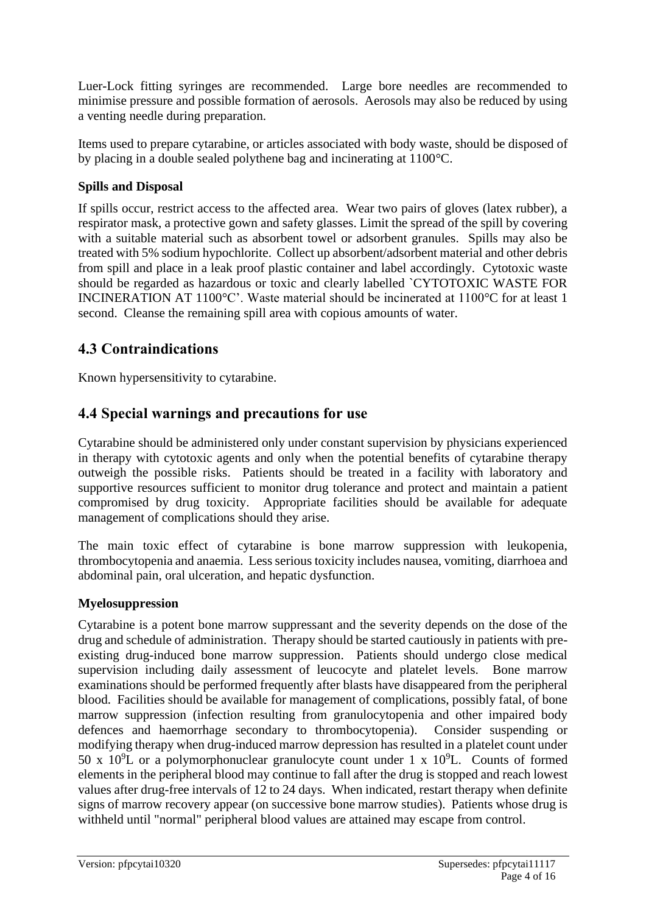Luer-Lock fitting syringes are recommended. Large bore needles are recommended to minimise pressure and possible formation of aerosols. Aerosols may also be reduced by using a venting needle during preparation.

Items used to prepare cytarabine, or articles associated with body waste, should be disposed of by placing in a double sealed polythene bag and incinerating at 1100°C.

**Spills and Disposal**

If spills occur, restrict access to the affected area. Wear two pairs of gloves (latex rubber), a respirator mask, a protective gown and safety glasses. Limit the spread of the spill by covering with a suitable material such as absorbent towel or adsorbent granules. Spills may also be treated with 5% sodium hypochlorite. Collect up absorbent/adsorbent material and other debris from spill and place in a leak proof plastic container and label accordingly. Cytotoxic waste should be regarded as hazardous or toxic and clearly labelled `CYTOTOXIC WASTE FOR INCINERATION AT 1100°C'. Waste material should be incinerated at 1100°C for at least 1 second. Cleanse the remaining spill area with copious amounts of water.

## 4.3 Contraindications

Known hypersensitivity to cytarabine.

## 4.4 Special warnings and precautions for use

Cytarabine should be administered only under constant supervision by physicians experienced in therapy with cytotoxic agents and only when the potential benefits of cytarabine therapy outweigh the possible risks. Patients should be treated in a facility with laboratory and supportive resources sufficient to monitor drug tolerance and protect and maintain a patient compromised by drug toxicity. Appropriate facilities should be available for adequate management of complications should they arise.

The main toxic effect of cytarabine is bone marrow suppression with leukopenia, thrombocytopenia and anaemia. Less serious toxicity includes nausea, vomiting, diarrhoea and abdominal pain, oral ulceration, and hepatic dysfunction.

**Myelosuppression**

Cytarabine is a potent bone marrow suppressant and the severity depends on the dose of the drug and schedule of administration. Therapy should be started cautiously in patients with pre-existing drug-induced bone marrow suppression. Patients should undergo close medical supervision including daily assessment of leucocyte and platelet levels. Bone marrow examinations should be performed frequently after blasts have disappeared from the peripheral blood. Facilities should be available for management of complications, possibly fatal, of bone marrow suppression (infection resulting from granulocytopenia and other impaired body defences and haemorrhage secondary to thrombocytopenia). Consider suspending or modifying therapy when drug-induced marrow depression has resulted in a platelet count under $50 \times 10^9$L or a polymorphonuclear granulocyte count under $1 \times 10^9$L. Counts of formed elements in the peripheral blood may continue to fall after the drug is stopped and reach lowest values after drug-free intervals of 12 to 24 days. When indicated, restart therapy when definite signs of marrow recovery appear (on successive bone marrow studies). Patients whose drug is withheld until "normal" peripheral blood values are attained may escape from control.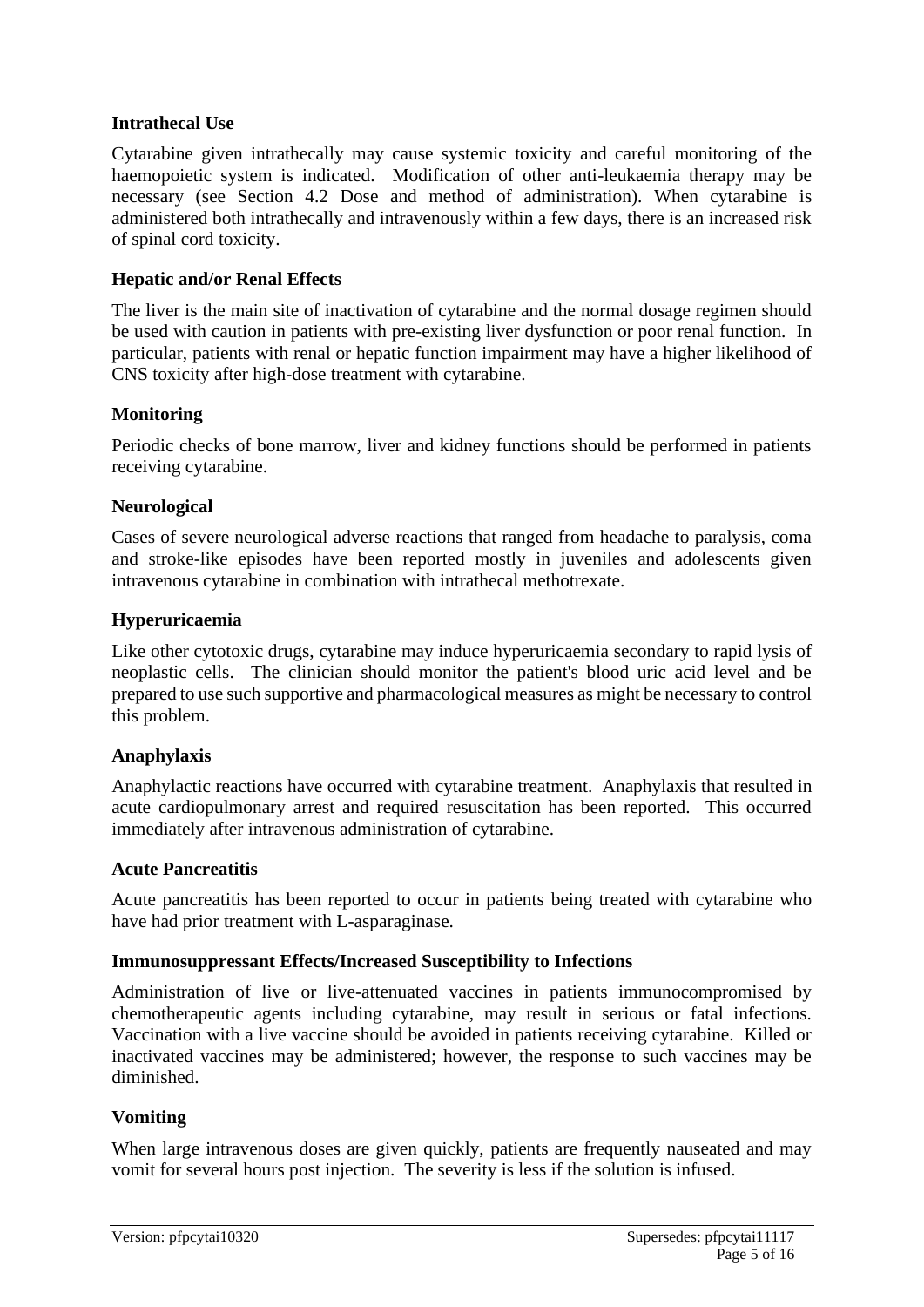**Intrathecal Use**

Cytarabine given intrathecally may cause systemic toxicity and careful monitoring of the haemopoietic system is indicated. Modification of other anti-leukaemia therapy may be necessary (see Section 4.2 Dose and method of administration). When cytarabine is administered both intrathecally and intravenously within a few days, there is an increased risk of spinal cord toxicity.

**Hepatic and/or Renal Effects**

The liver is the main site of inactivation of cytarabine and the normal dosage regimen should be used with caution in patients with pre-existing liver dysfunction or poor renal function. In particular, patients with renal or hepatic function impairment may have a higher likelihood of CNS toxicity after high-dose treatment with cytarabine.

**Monitoring**

Periodic checks of bone marrow, liver and kidney functions should be performed in patients receiving cytarabine.

**Neurological**

Cases of severe neurological adverse reactions that ranged from headache to paralysis, coma and stroke-like episodes have been reported mostly in juveniles and adolescents given intravenous cytarabine in combination with intrathecal methotrexate.

**Hyperuricaemia**

Like other cytotoxic drugs, cytarabine may induce hyperuricaemia secondary to rapid lysis of neoplastic cells. The clinician should monitor the patient's blood uric acid level and be prepared to use such supportive and pharmacological measures as might be necessary to control this problem.

**Anaphylaxis**

Anaphylactic reactions have occurred with cytarabine treatment. Anaphylaxis that resulted in acute cardiopulmonary arrest and required resuscitation has been reported. This occurred immediately after intravenous administration of cytarabine.

**Acute Pancreatitis**

Acute pancreatitis has been reported to occur in patients being treated with cytarabine who have had prior treatment with L-asparaginase.

**Immunosuppressant Effects/Increased Susceptibility to Infections**

Administration of live or live-attenuated vaccines in patients immunocompromised by chemotherapeutic agents including cytarabine, may result in serious or fatal infections. Vaccination with a live vaccine should be avoided in patients receiving cytarabine. Killed or inactivated vaccines may be administered; however, the response to such vaccines may be diminished.

**Vomiting**

When large intravenous doses are given quickly, patients are frequently nauseated and may vomit for several hours post injection. The severity is less if the solution is infused.

Version: pfpcytai10320 Supersedes: pfpcytai11117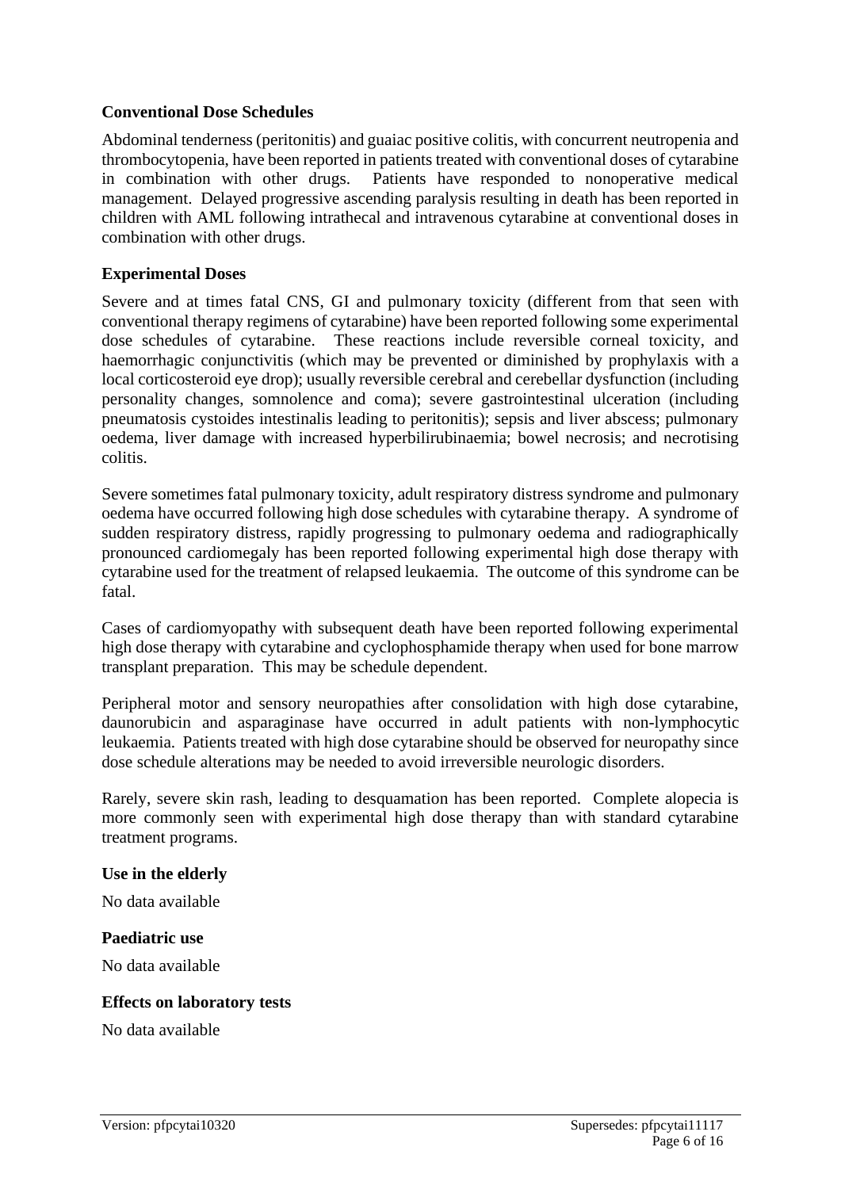### Conventional Dose Schedules

Abdominal tenderness (peritonitis) and guaiac positive colitis, with concurrent neutropenia and thrombocytopenia, have been reported in patients treated with conventional doses of cytarabine in combination with other drugs. Patients have responded to nonoperative medical management. Delayed progressive ascending paralysis resulting in death has been reported in children with AML following intrathecal and intravenous cytarabine at conventional doses in combination with other drugs.

### Experimental Doses

Severe and at times fatal CNS, GI and pulmonary toxicity (different from that seen with conventional therapy regimens of cytarabine) have been reported following some experimental dose schedules of cytarabine. These reactions include reversible corneal toxicity, and haemorrhagic conjunctivitis (which may be prevented or diminished by prophylaxis with a local corticosteroid eye drop); usually reversible cerebral and cerebellar dysfunction (including personality changes, somnolence and coma); severe gastrointestinal ulceration (including pneumatosis cystoides intestinalis leading to peritonitis); sepsis and liver abscess; pulmonary oedema, liver damage with increased hyperbilirubinaemia; bowel necrosis; and necrotising colitis.

Severe sometimes fatal pulmonary toxicity, adult respiratory distress syndrome and pulmonary oedema have occurred following high dose schedules with cytarabine therapy. A syndrome of sudden respiratory distress, rapidly progressing to pulmonary oedema and radiographically pronounced cardiomegaly has been reported following experimental high dose therapy with cytarabine used for the treatment of relapsed leukaemia. The outcome of this syndrome can be fatal.

Cases of cardiomyopathy with subsequent death have been reported following experimental high dose therapy with cytarabine and cyclophosphamide therapy when used for bone marrow transplant preparation. This may be schedule dependent.

Peripheral motor and sensory neuropathies after consolidation with high dose cytarabine, daunorubicin and asparaginase have occurred in adult patients with non-lymphocytic leukaemia. Patients treated with high dose cytarabine should be observed for neuropathy since dose schedule alterations may be needed to avoid irreversible neurologic disorders.

Rarely, severe skin rash, leading to desquamation has been reported. Complete alopecia is more commonly seen with experimental high dose therapy than with standard cytarabine treatment programs.

### Use in the elderly

No data available

### Paediatric use

No data available

### Effects on laboratory tests

No data available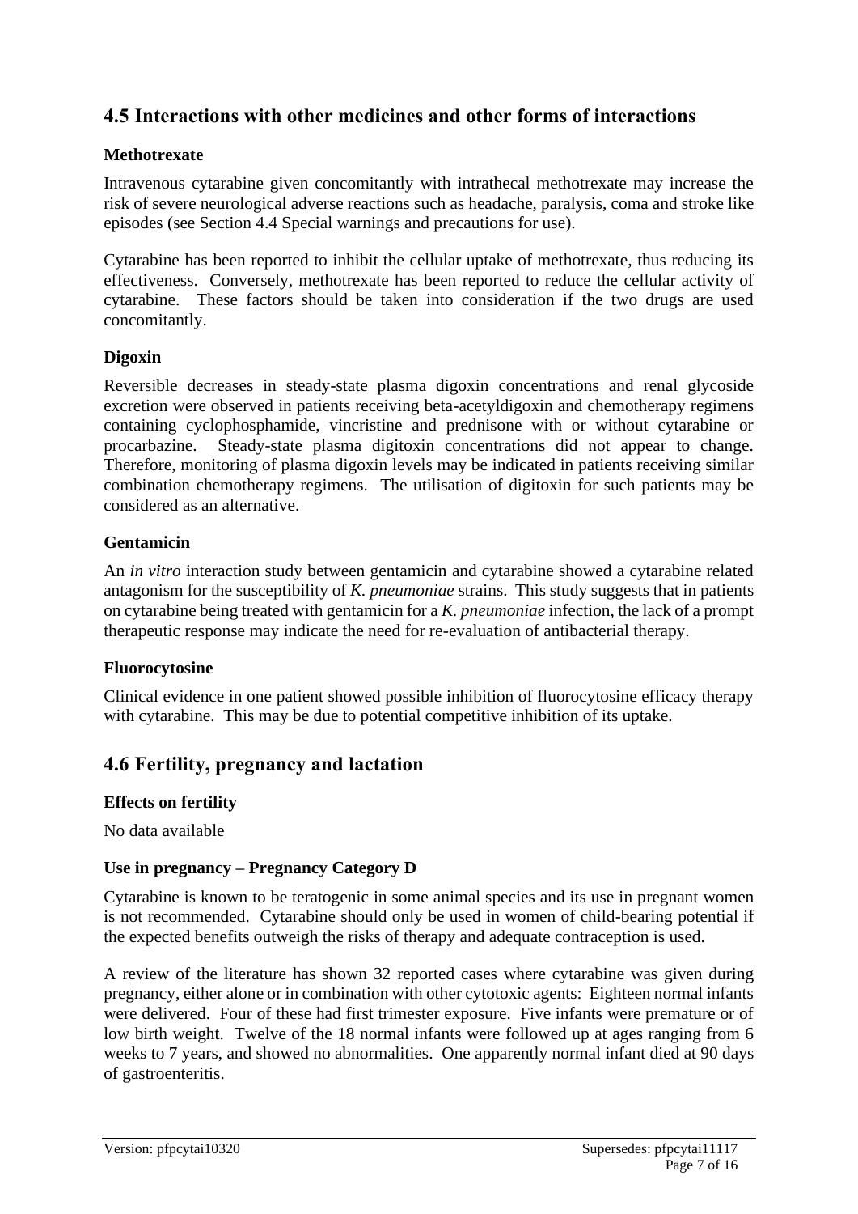## 4.5 Interactions with other medicines and other forms of interactions

### Methotrexate

Intravenous cytarabine given concomitantly with intrathecal methotrexate may increase the risk of severe neurological adverse reactions such as headache, paralysis, coma and stroke like episodes (see Section 4.4 Special warnings and precautions for use).

Cytarabine has been reported to inhibit the cellular uptake of methotrexate, thus reducing its effectiveness. Conversely, methotrexate has been reported to reduce the cellular activity of cytarabine. These factors should be taken into consideration if the two drugs are used concomitantly.

### Digoxin

Reversible decreases in steady-state plasma digoxin concentrations and renal glycoside excretion were observed in patients receiving beta-acetyldigoxin and chemotherapy regimens containing cyclophosphamide, vincristine and prednisone with or without cytarabine or procarbazine. Steady-state plasma digitoxin concentrations did not appear to change. Therefore, monitoring of plasma digoxin levels may be indicated in patients receiving similar combination chemotherapy regimens. The utilisation of digitoxin for such patients may be considered as an alternative.

### Gentamicin

An *in vitro* interaction study between gentamicin and cytarabine showed a cytarabine related antagonism for the susceptibility of *K. pneumoniae* strains. This study suggests that in patients on cytarabine being treated with gentamicin for a *K. pneumoniae* infection, the lack of a prompt therapeutic response may indicate the need for re-evaluation of antibacterial therapy.

### Fluorocytosine

Clinical evidence in one patient showed possible inhibition of fluorocytosine efficacy therapy with cytarabine. This may be due to potential competitive inhibition of its uptake.

## 4.6 Fertility, pregnancy and lactation

### Effects on fertility

No data available

### Use in pregnancy – Pregnancy Category D

Cytarabine is known to be teratogenic in some animal species and its use in pregnant women is not recommended. Cytarabine should only be used in women of child-bearing potential if the expected benefits outweigh the risks of therapy and adequate contraception is used.

A review of the literature has shown 32 reported cases where cytarabine was given during pregnancy, either alone or in combination with other cytotoxic agents: Eighteen normal infants were delivered. Four of these had first trimester exposure. Five infants were premature or of low birth weight. Twelve of the 18 normal infants were followed up at ages ranging from 6 weeks to 7 years, and showed no abnormalities. One apparently normal infant died at 90 days of gastroenteritis.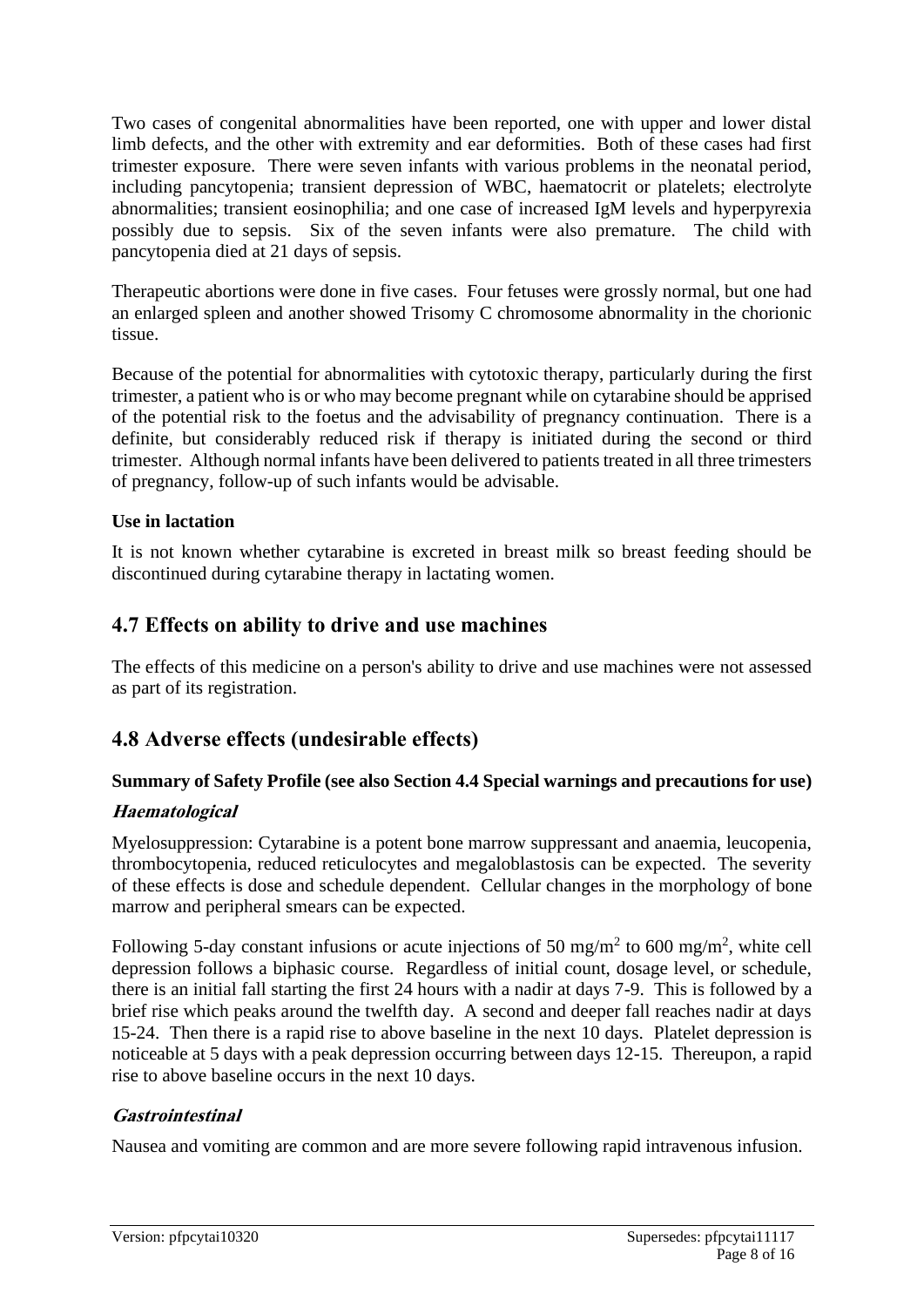Two cases of congenital abnormalities have been reported, one with upper and lower distal limb defects, and the other with extremity and ear deformities. Both of these cases had first trimester exposure. There were seven infants with various problems in the neonatal period, including pancytopenia; transient depression of WBC, haematocrit or platelets; electrolyte abnormalities; transient eosinophilia; and one case of increased IgM levels and hyperpyrexia possibly due to sepsis. Six of the seven infants were also premature. The child with pancytopenia died at 21 days of sepsis.

Therapeutic abortions were done in five cases. Four fetuses were grossly normal, but one had an enlarged spleen and another showed Trisomy C chromosome abnormality in the chorionic tissue.

Because of the potential for abnormalities with cytotoxic therapy, particularly during the first trimester, a patient who is or who may become pregnant while on cytarabine should be apprised of the potential risk to the foetus and the advisability of pregnancy continuation. There is a definite, but considerably reduced risk if therapy is initiated during the second or third trimester. Although normal infants have been delivered to patients treated in all three trimesters of pregnancy, follow-up of such infants would be advisable.

**Use in lactation**

It is not known whether cytarabine is excreted in breast milk so breast feeding should be discontinued during cytarabine therapy in lactating women.

## 4.7 Effects on ability to drive and use machines

The effects of this medicine on a person's ability to drive and use machines were not assessed as part of its registration.

## 4.8 Adverse effects (undesirable effects)

**Summary of Safety Profile (see also Section 4.4 Special warnings and precautions for use)**

***Haematological***

Myelosuppression: Cytarabine is a potent bone marrow suppressant and anaemia, leucopenia, thrombocytopenia, reduced reticulocytes and megaloblastosis can be expected. The severity of these effects is dose and schedule dependent. Cellular changes in the morphology of bone marrow and peripheral smears can be expected.

Following 5-day constant infusions or acute injections of 50 mg/m$^2$ to 600 mg/m$^2$, white cell depression follows a biphasic course. Regardless of initial count, dosage level, or schedule, there is an initial fall starting the first 24 hours with a nadir at days 7-9. This is followed by a brief rise which peaks around the twelfth day. A second and deeper fall reaches nadir at days 15-24. Then there is a rapid rise to above baseline in the next 10 days. Platelet depression is noticeable at 5 days with a peak depression occurring between days 12-15. Thereupon, a rapid rise to above baseline occurs in the next 10 days.

***Gastrointestinal***

Nausea and vomiting are common and are more severe following rapid intravenous infusion.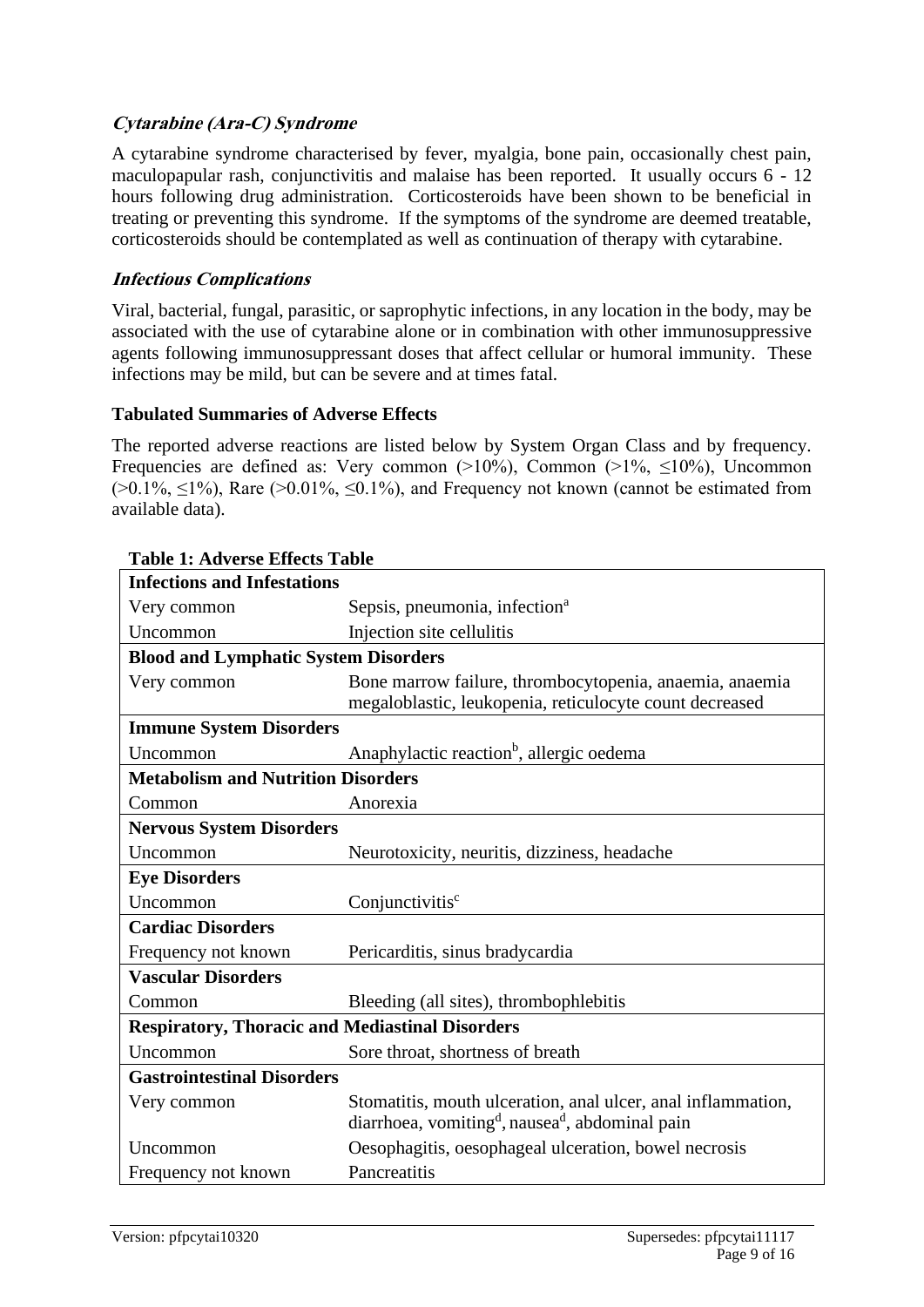### *Cytarabine (Ara-C) Syndrome*

A cytarabine syndrome characterised by fever, myalgia, bone pain, occasionally chest pain, maculopapular rash, conjunctivitis and malaise has been reported. It usually occurs 6 - 12 hours following drug administration. Corticosteroids have been shown to be beneficial in treating or preventing this syndrome. If the symptoms of the syndrome are deemed treatable, corticosteroids should be contemplated as well as continuation of therapy with cytarabine.

### *Infectious Complications*

Viral, bacterial, fungal, parasitic, or saprophytic infections, in any location in the body, may be associated with the use of cytarabine alone or in combination with other immunosuppressive agents following immunosuppressant doses that affect cellular or humoral immunity. These infections may be mild, but can be severe and at times fatal.

**Tabulated Summaries of Adverse Effects**

The reported adverse reactions are listed below by System Organ Class and by frequency. Frequencies are defined as: Very common (>10%), Common (>1%, ≤10%), Uncommon (>0.1%, ≤1%), Rare (>0.01%, ≤0.1%), and Frequency not known (cannot be estimated from available data).

**Table 1: Adverse Effects Table**

| **Infections and Infestations** | |
|---|---|
| Very common | Sepsis, pneumonia, infection[a] |
| Uncommon | Injection site cellulitis |
| **Blood and Lymphatic System Disorders** | |
| Very common | Bone marrow failure, thrombocytopenia, anaemia, anaemia megaloblastic, leukopenia, reticulocyte count decreased |
| **Immune System Disorders** | |
| Uncommon | Anaphylactic reaction[b], allergic oedema |
| **Metabolism and Nutrition Disorders** | |
| Common | Anorexia |
| **Nervous System Disorders** | |
| Uncommon | Neurotoxicity, neuritis, dizziness, headache |
| **Eye Disorders** | |
| Uncommon | Conjunctivitis[c] |
| **Cardiac Disorders** | |
| Frequency not known | Pericarditis, sinus bradycardia |
| **Vascular Disorders** | |
| Common | Bleeding (all sites), thrombophlebitis |
| **Respiratory, Thoracic and Mediastinal Disorders** | |
| Uncommon | Sore throat, shortness of breath |
| **Gastrointestinal Disorders** | |
| Very common | Stomatitis, mouth ulceration, anal ulcer, anal inflammation, diarrhoea, vomiting[d], nausea[d], abdominal pain |
| Uncommon | Oesophagitis, oesophageal ulceration, bowel necrosis |
| Frequency not known | Pancreatitis |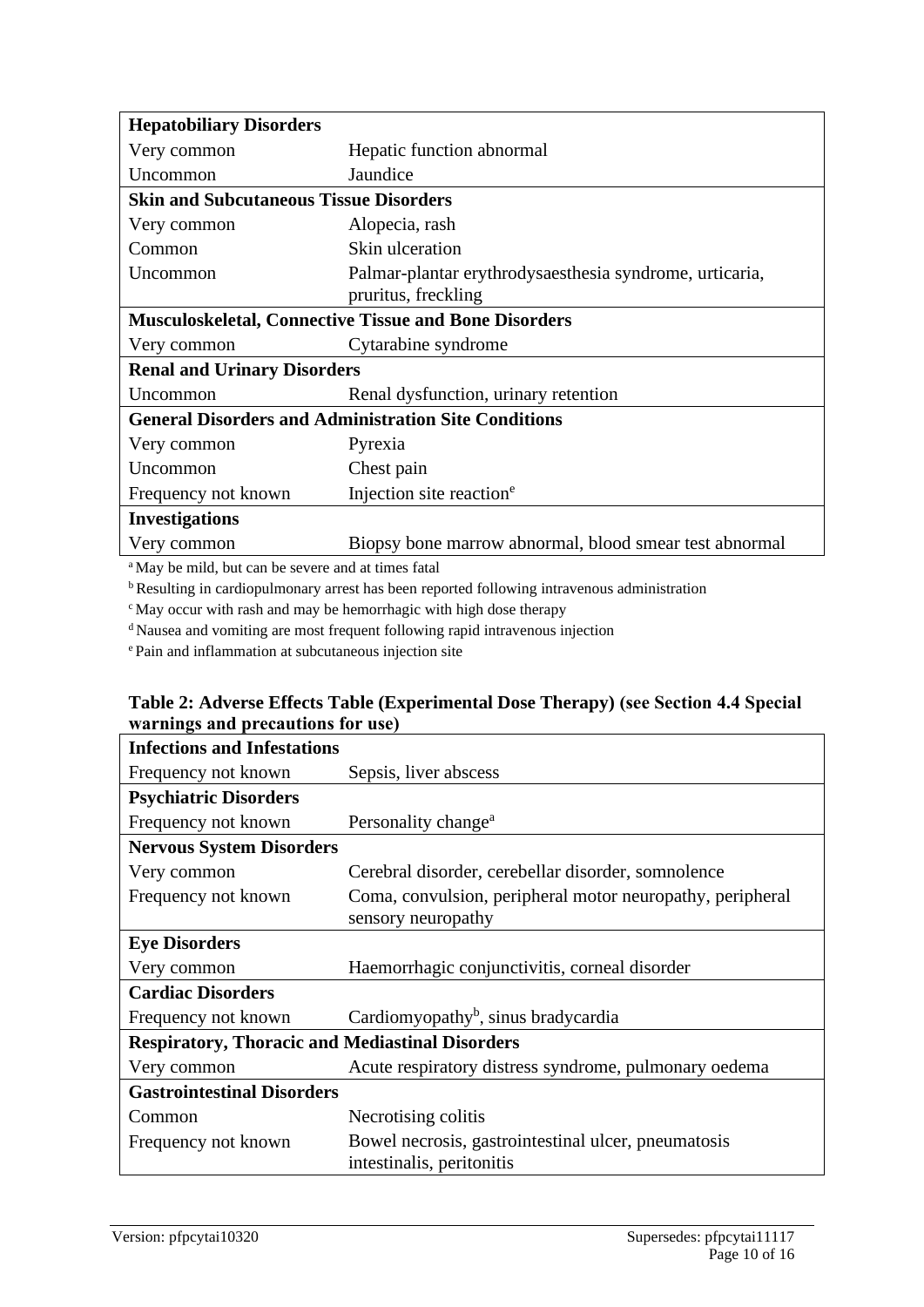| **Hepatobiliary Disorders** | |
|---|---|
| Very common | Hepatic function abnormal |
| Uncommon | Jaundice |
| **Skin and Subcutaneous Tissue Disorders** | |
| Very common | Alopecia, rash |
| Common | Skin ulceration |
| Uncommon | Palmar-plantar erythrodysaesthesia syndrome, urticaria, pruritus, freckling |
| **Musculoskeletal, Connective Tissue and Bone Disorders** | |
| Very common | Cytarabine syndrome |
| **Renal and Urinary Disorders** | |
| Uncommon | Renal dysfunction, urinary retention |
| **General Disorders and Administration Site Conditions** | |
| Very common | Pyrexia |
| Uncommon | Chest pain |
| Frequency not known | Injection site reaction[e] |
| **Investigations** | |
| Very common | Biopsy bone marrow abnormal, blood smear test abnormal |

[a] May be mild, but can be severe and at times fatal

[b] Resulting in cardiopulmonary arrest has been reported following intravenous administration

[c] May occur with rash and may be hemorrhagic with high dose therapy

[d] Nausea and vomiting are most frequent following rapid intravenous injection

[e] Pain and inflammation at subcutaneous injection site

**Table 2: Adverse Effects Table (Experimental Dose Therapy) (see Section 4.4 Special warnings and precautions for use)**

| **Infections and Infestations** | |
|---|---|
| Frequency not known | Sepsis, liver abscess |
| **Psychiatric Disorders** | |
| Frequency not known | Personality change[a] |
| **Nervous System Disorders** | |
| Very common | Cerebral disorder, cerebellar disorder, somnolence |
| Frequency not known | Coma, convulsion, peripheral motor neuropathy, peripheral sensory neuropathy |
| **Eye Disorders** | |
| Very common | Haemorrhagic conjunctivitis, corneal disorder |
| **Cardiac Disorders** | |
| Frequency not known | Cardiomyopathy[b], sinus bradycardia |
| **Respiratory, Thoracic and Mediastinal Disorders** | |
| Very common | Acute respiratory distress syndrome, pulmonary oedema |
| **Gastrointestinal Disorders** | |
| Common | Necrotising colitis |
| Frequency not known | Bowel necrosis, gastrointestinal ulcer, pneumatosis intestinalis, peritonitis |

Version: pfpcytai10320 Supersedes: pfpcytai11117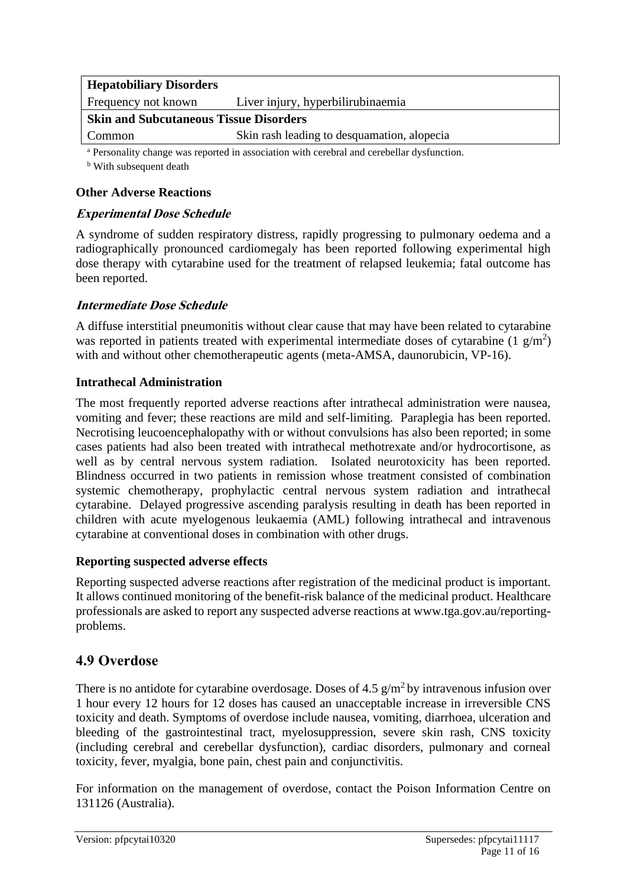| Hepatobiliary Disorders | |
|---|---|
| Frequency not known | Liver injury, hyperbilirubinaemia |
| **Skin and Subcutaneous Tissue Disorders** | |
| Common | Skin rash leading to desquamation, alopecia |

[a] Personality change was reported in association with cerebral and cerebellar dysfunction.

[b] With subsequent death

**Other Adverse Reactions**

***Experimental Dose Schedule***

A syndrome of sudden respiratory distress, rapidly progressing to pulmonary oedema and a radiographically pronounced cardiomegaly has been reported following experimental high dose therapy with cytarabine used for the treatment of relapsed leukemia; fatal outcome has been reported.

***Intermediate Dose Schedule***

A diffuse interstitial pneumonitis without clear cause that may have been related to cytarabine was reported in patients treated with experimental intermediate doses of cytarabine (1 g/m$^2$) with and without other chemotherapeutic agents (meta-AMSA, daunorubicin, VP-16).

**Intrathecal Administration**

The most frequently reported adverse reactions after intrathecal administration were nausea, vomiting and fever; these reactions are mild and self-limiting. Paraplegia has been reported. Necrotising leucoencephalopathy with or without convulsions has also been reported; in some cases patients had also been treated with intrathecal methotrexate and/or hydrocortisone, as well as by central nervous system radiation. Isolated neurotoxicity has been reported. Blindness occurred in two patients in remission whose treatment consisted of combination systemic chemotherapy, prophylactic central nervous system radiation and intrathecal cytarabine. Delayed progressive ascending paralysis resulting in death has been reported in children with acute myelogenous leukaemia (AML) following intrathecal and intravenous cytarabine at conventional doses in combination with other drugs.

**Reporting suspected adverse effects**

Reporting suspected adverse reactions after registration of the medicinal product is important. It allows continued monitoring of the benefit-risk balance of the medicinal product. Healthcare professionals are asked to report any suspected adverse reactions at www.tga.gov.au/reporting-problems.

## 4.9 Overdose

There is no antidote for cytarabine overdosage. Doses of 4.5 g/m$^2$ by intravenous infusion over 1 hour every 12 hours for 12 doses has caused an unacceptable increase in irreversible CNS toxicity and death. Symptoms of overdose include nausea, vomiting, diarrhoea, ulceration and bleeding of the gastrointestinal tract, myelosuppression, severe skin rash, CNS toxicity (including cerebral and cerebellar dysfunction), cardiac disorders, pulmonary and corneal toxicity, fever, myalgia, bone pain, chest pain and conjunctivitis.

For information on the management of overdose, contact the Poison Information Centre on 131126 (Australia).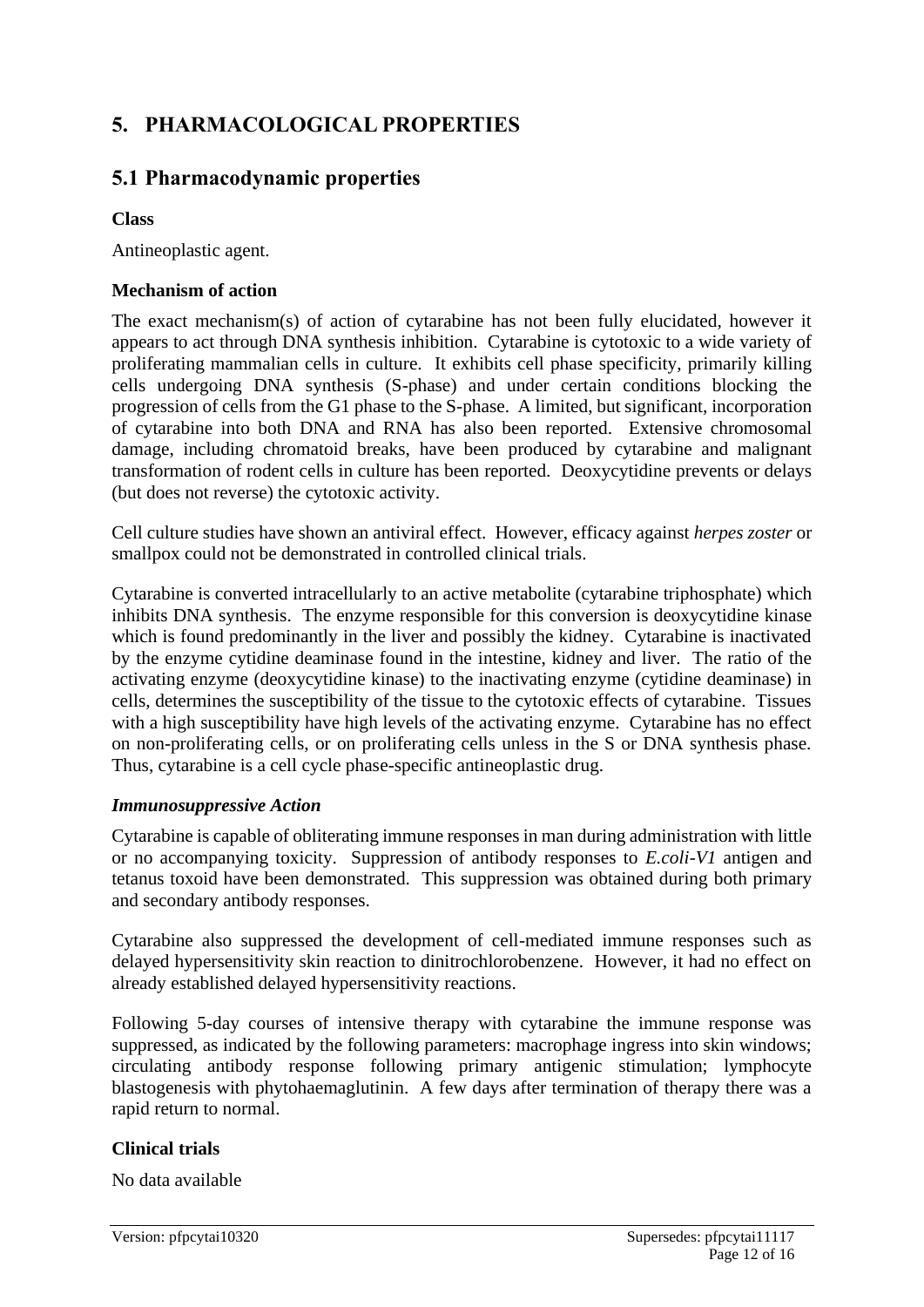# 5. PHARMACOLOGICAL PROPERTIES

## 5.1 Pharmacodynamic properties

**Class**

Antineoplastic agent.

**Mechanism of action**

The exact mechanism(s) of action of cytarabine has not been fully elucidated, however it appears to act through DNA synthesis inhibition. Cytarabine is cytotoxic to a wide variety of proliferating mammalian cells in culture. It exhibits cell phase specificity, primarily killing cells undergoing DNA synthesis (S-phase) and under certain conditions blocking the progression of cells from the G1 phase to the S-phase. A limited, but significant, incorporation of cytarabine into both DNA and RNA has also been reported. Extensive chromosomal damage, including chromatoid breaks, have been produced by cytarabine and malignant transformation of rodent cells in culture has been reported. Deoxycytidine prevents or delays (but does not reverse) the cytotoxic activity.

Cell culture studies have shown an antiviral effect. However, efficacy against *herpes zoster* or smallpox could not be demonstrated in controlled clinical trials.

Cytarabine is converted intracellularly to an active metabolite (cytarabine triphosphate) which inhibits DNA synthesis. The enzyme responsible for this conversion is deoxycytidine kinase which is found predominantly in the liver and possibly the kidney. Cytarabine is inactivated by the enzyme cytidine deaminase found in the intestine, kidney and liver. The ratio of the activating enzyme (deoxycytidine kinase) to the inactivating enzyme (cytidine deaminase) in cells, determines the susceptibility of the tissue to the cytotoxic effects of cytarabine. Tissues with a high susceptibility have high levels of the activating enzyme. Cytarabine has no effect on non-proliferating cells, or on proliferating cells unless in the S or DNA synthesis phase. Thus, cytarabine is a cell cycle phase-specific antineoplastic drug.

***Immunosuppressive Action***

Cytarabine is capable of obliterating immune responses in man during administration with little or no accompanying toxicity. Suppression of antibody responses to *E.coli-V1* antigen and tetanus toxoid have been demonstrated. This suppression was obtained during both primary and secondary antibody responses.

Cytarabine also suppressed the development of cell-mediated immune responses such as delayed hypersensitivity skin reaction to dinitrochlorobenzene. However, it had no effect on already established delayed hypersensitivity reactions.

Following 5-day courses of intensive therapy with cytarabine the immune response was suppressed, as indicated by the following parameters: macrophage ingress into skin windows; circulating antibody response following primary antigenic stimulation; lymphocyte blastogenesis with phytohaemaglutinin. A few days after termination of therapy there was a rapid return to normal.

**Clinical trials**

No data available

Version: pfpcytai10320 Supersedes: pfpcytai11117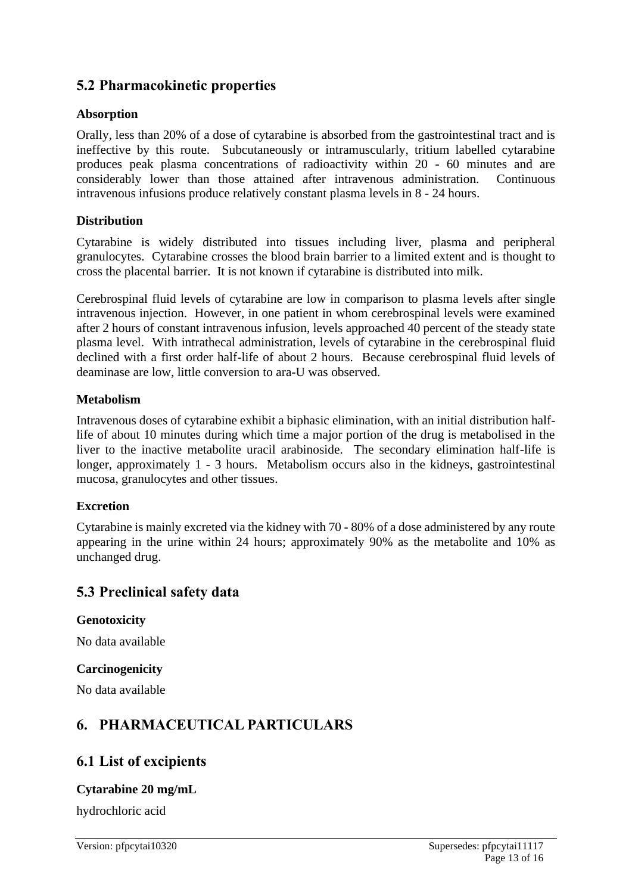## 5.2 Pharmacokinetic properties

### Absorption

Orally, less than 20% of a dose of cytarabine is absorbed from the gastrointestinal tract and is ineffective by this route. Subcutaneously or intramuscularly, tritium labelled cytarabine produces peak plasma concentrations of radioactivity within 20 - 60 minutes and are considerably lower than those attained after intravenous administration. Continuous intravenous infusions produce relatively constant plasma levels in 8 - 24 hours.

### Distribution

Cytarabine is widely distributed into tissues including liver, plasma and peripheral granulocytes. Cytarabine crosses the blood brain barrier to a limited extent and is thought to cross the placental barrier. It is not known if cytarabine is distributed into milk.

Cerebrospinal fluid levels of cytarabine are low in comparison to plasma levels after single intravenous injection. However, in one patient in whom cerebrospinal levels were examined after 2 hours of constant intravenous infusion, levels approached 40 percent of the steady state plasma level. With intrathecal administration, levels of cytarabine in the cerebrospinal fluid declined with a first order half-life of about 2 hours. Because cerebrospinal fluid levels of deaminase are low, little conversion to ara-U was observed.

### Metabolism

Intravenous doses of cytarabine exhibit a biphasic elimination, with an initial distribution half-life of about 10 minutes during which time a major portion of the drug is metabolised in the liver to the inactive metabolite uracil arabinoside. The secondary elimination half-life is longer, approximately 1 - 3 hours. Metabolism occurs also in the kidneys, gastrointestinal mucosa, granulocytes and other tissues.

### Excretion

Cytarabine is mainly excreted via the kidney with 70 - 80% of a dose administered by any route appearing in the urine within 24 hours; approximately 90% as the metabolite and 10% as unchanged drug.

## 5.3 Preclinical safety data

### Genotoxicity

No data available

### Carcinogenicity

No data available

# 6. PHARMACEUTICAL PARTICULARS

## 6.1 List of excipients

### Cytarabine 20 mg/mL

hydrochloric acid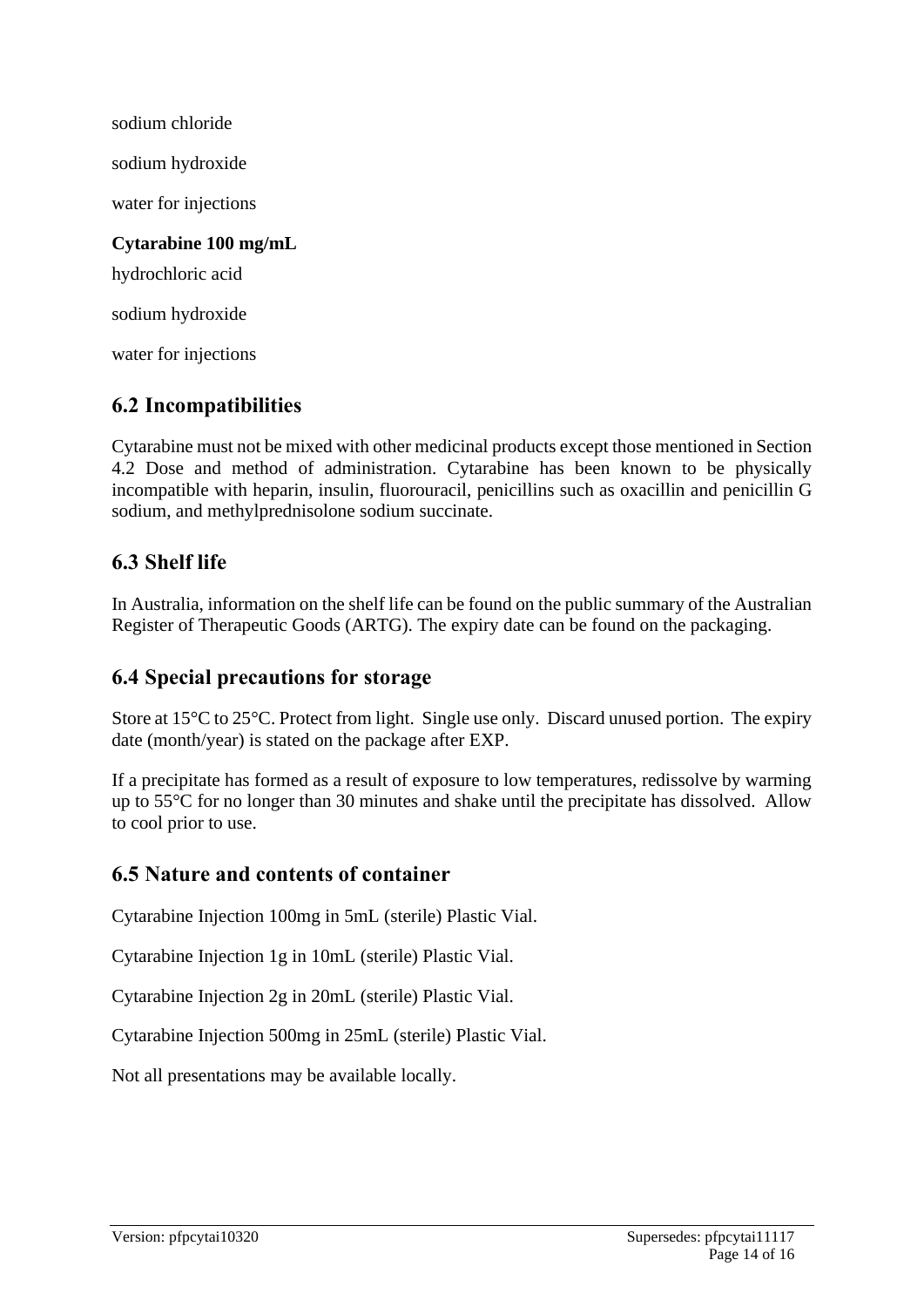sodium chloride

sodium hydroxide

water for injections

**Cytarabine 100 mg/mL**

hydrochloric acid

sodium hydroxide

water for injections

## 6.2 Incompatibilities

Cytarabine must not be mixed with other medicinal products except those mentioned in Section 4.2 Dose and method of administration. Cytarabine has been known to be physically incompatible with heparin, insulin, fluorouracil, penicillins such as oxacillin and penicillin G sodium, and methylprednisolone sodium succinate.

## 6.3 Shelf life

In Australia, information on the shelf life can be found on the public summary of the Australian Register of Therapeutic Goods (ARTG). The expiry date can be found on the packaging.

## 6.4 Special precautions for storage

Store at 15°C to 25°C. Protect from light. Single use only. Discard unused portion. The expiry date (month/year) is stated on the package after EXP.

If a precipitate has formed as a result of exposure to low temperatures, redissolve by warming up to 55°C for no longer than 30 minutes and shake until the precipitate has dissolved. Allow to cool prior to use.

## 6.5 Nature and contents of container

Cytarabine Injection 100mg in 5mL (sterile) Plastic Vial.

Cytarabine Injection 1g in 10mL (sterile) Plastic Vial.

Cytarabine Injection 2g in 20mL (sterile) Plastic Vial.

Cytarabine Injection 500mg in 25mL (sterile) Plastic Vial.

Not all presentations may be available locally.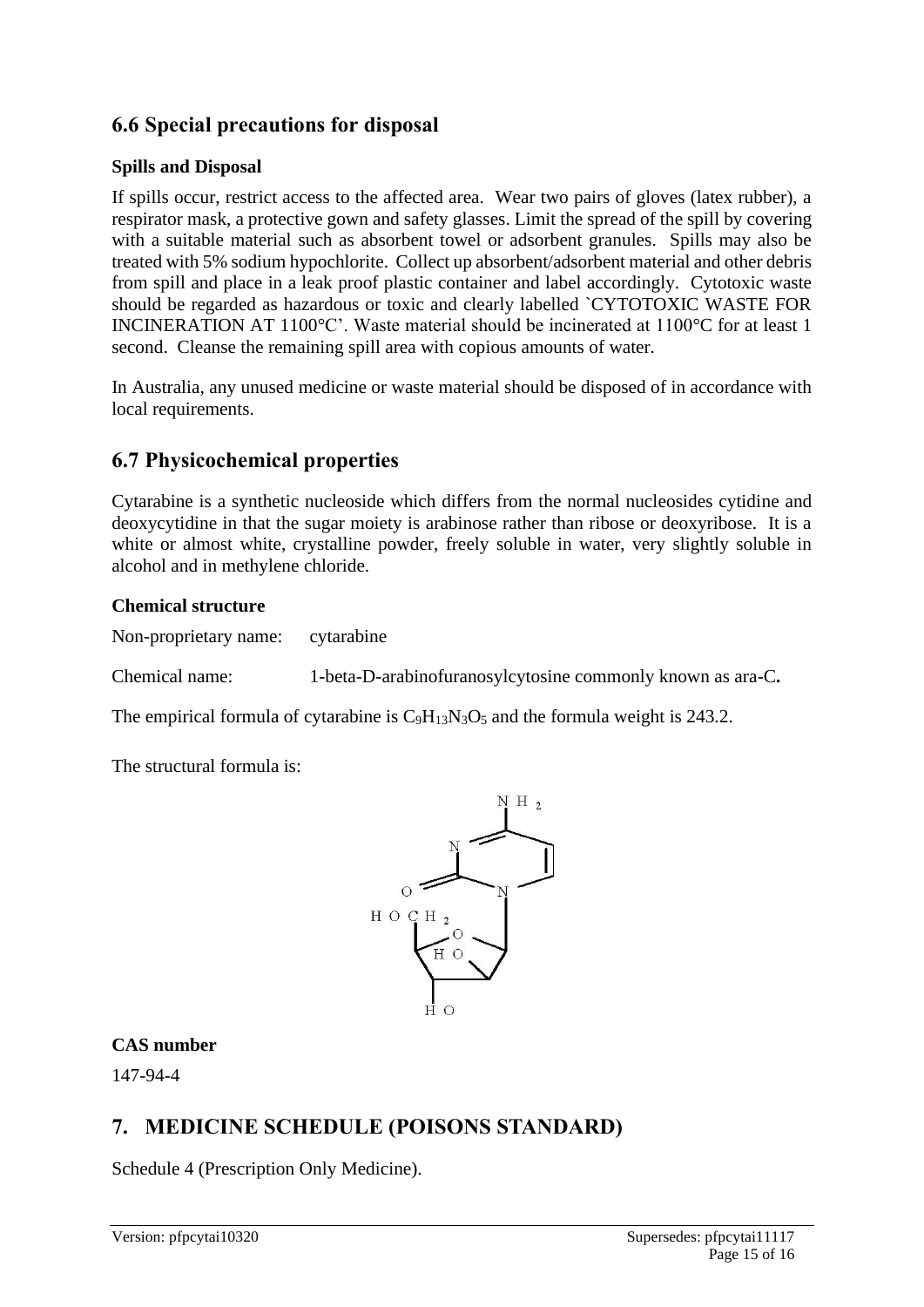## 6.6 Special precautions for disposal

### Spills and Disposal

If spills occur, restrict access to the affected area. Wear two pairs of gloves (latex rubber), a respirator mask, a protective gown and safety glasses. Limit the spread of the spill by covering with a suitable material such as absorbent towel or adsorbent granules. Spills may also be treated with 5% sodium hypochlorite. Collect up absorbent/adsorbent material and other debris from spill and place in a leak proof plastic container and label accordingly. Cytotoxic waste should be regarded as hazardous or toxic and clearly labelled `CYTOTOXIC WASTE FOR INCINERATION AT 1100°C'. Waste material should be incinerated at 1100°C for at least 1 second. Cleanse the remaining spill area with copious amounts of water.

In Australia, any unused medicine or waste material should be disposed of in accordance with local requirements.

## 6.7 Physicochemical properties

Cytarabine is a synthetic nucleoside which differs from the normal nucleosides cytidine and deoxycytidine in that the sugar moiety is arabinose rather than ribose or deoxyribose. It is a white or almost white, crystalline powder, freely soluble in water, very slightly soluble in alcohol and in methylene chloride.

### Chemical structure

Non-proprietary name: cytarabine

Chemical name: 1-beta-D-arabinofuranosylcytosine commonly known as ara-C**.**

The empirical formula of cytarabine is $C_9H_{13}N_3O_5$ and the formula weight is 243.2.

The structural formula is:

### CAS number

147-94-4

## 7. MEDICINE SCHEDULE (POISONS STANDARD)

Schedule 4 (Prescription Only Medicine).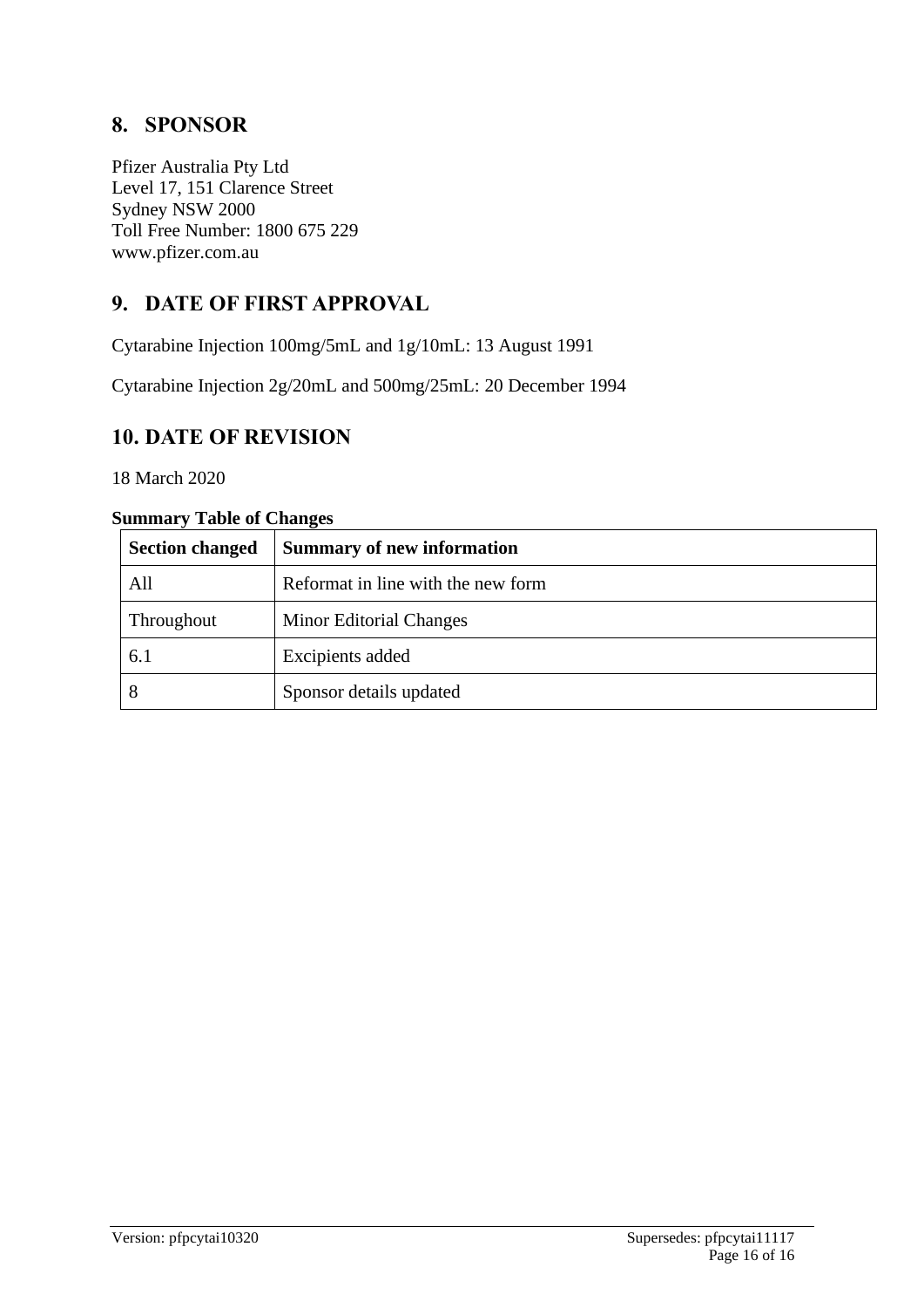## 8. SPONSOR

Pfizer Australia Pty Ltd
Level 17, 151 Clarence Street
Sydney NSW 2000
Toll Free Number: 1800 675 229
www.pfizer.com.au

## 9. DATE OF FIRST APPROVAL

Cytarabine Injection 100mg/5mL and 1g/10mL: 13 August 1991

Cytarabine Injection 2g/20mL and 500mg/25mL: 20 December 1994

## 10. DATE OF REVISION

18 March 2020

**Summary Table of Changes**

| Section changed | Summary of new information |
|---|---|
| All | Reformat in line with the new form |
| Throughout | Minor Editorial Changes |
| 6.1 | Excipients added |
| 8 | Sponsor details updated |